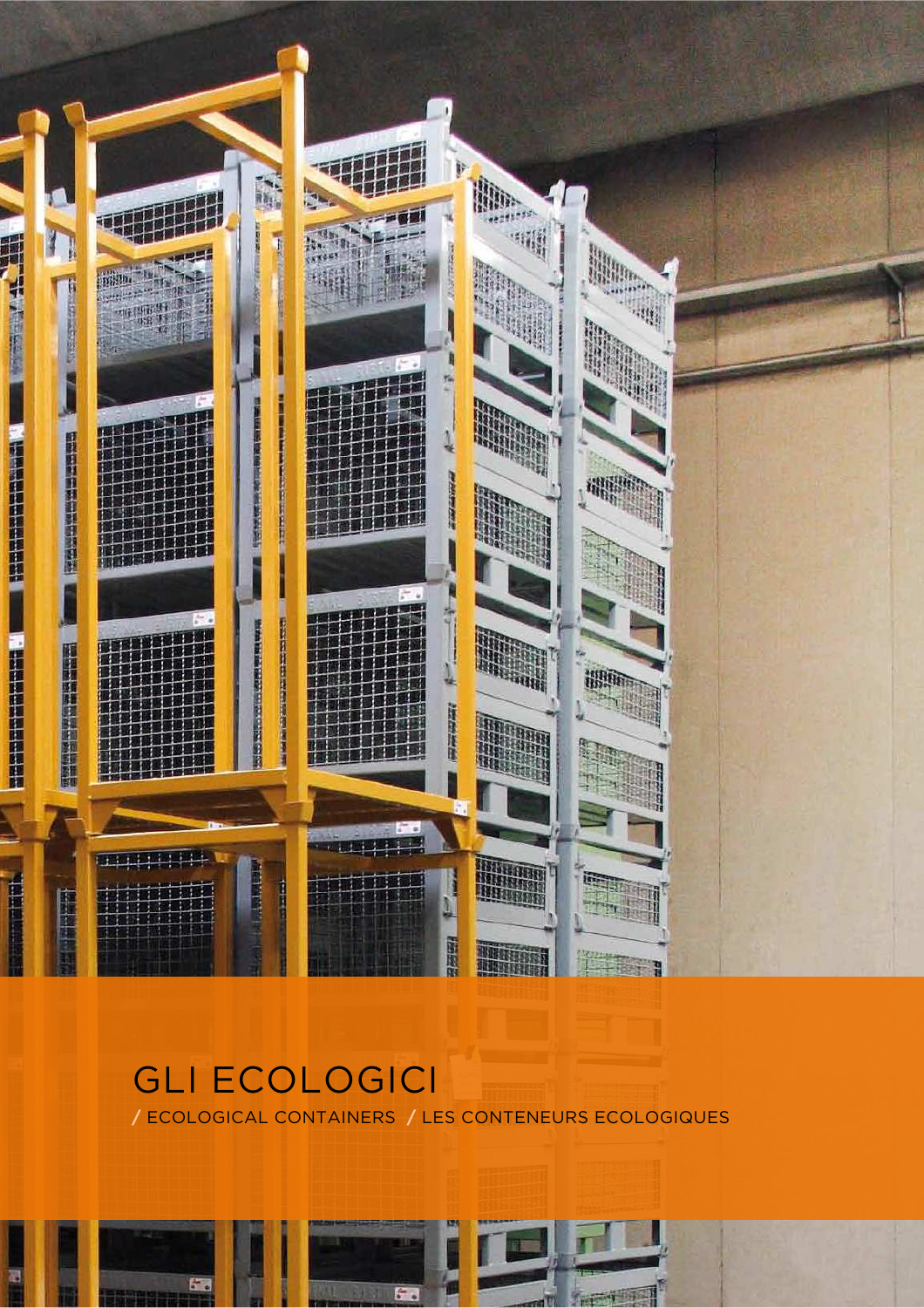# GLI ECOLOGICI

/ ECOLOGICAL CONTAINERS / LES CONTENEURS ECOLOGIQUES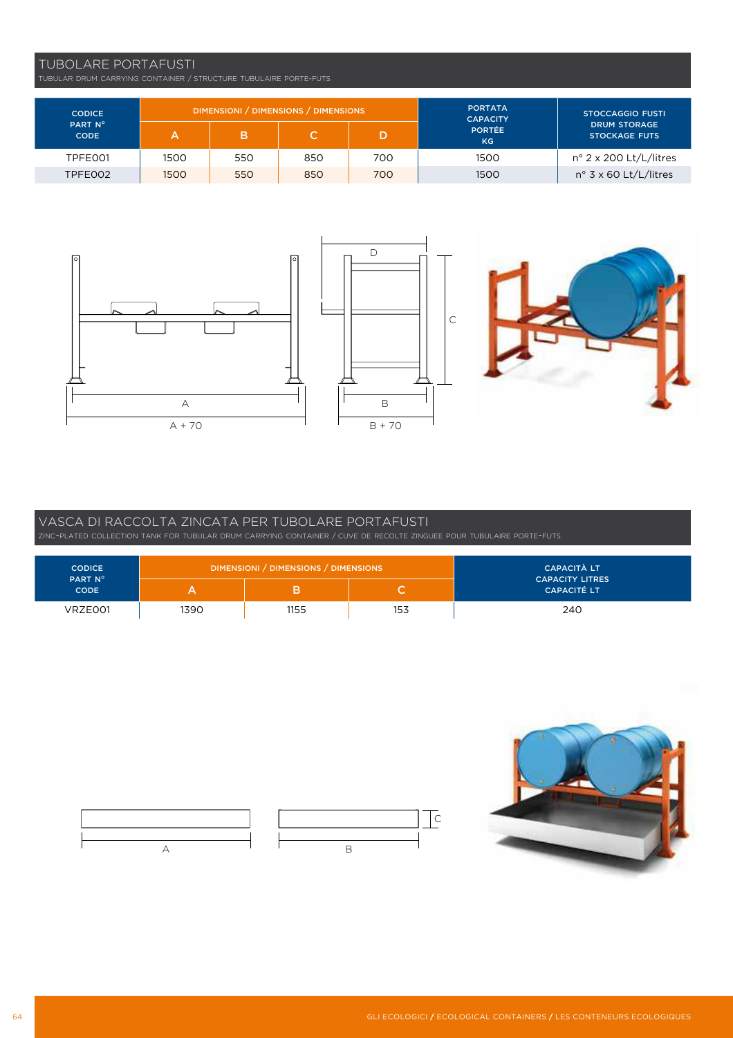## TUBOLARE PORTAFUSTI

TUBULAR DRUM CARRYING CONTAINER / STRUCTURE TUBULAIRE PORTE-FUTS

| CODICE PART N° CODE | DIMENSIONI / DIMENSIONS / DIMENSIONS | | | | PORTATA CAPACITY PORTÉE KG | STOCCAGGIO FUSTI DRUM STORAGE STOCKAGE FUTS |
|---|---|---|---|---|---|---|
| | A | B | C | D | | |
| TPFE001 | 1500 | 550 | 850 | 700 | 1500 | n° 2 x 200 Lt/L/litres |
| TPFE002 | 1500 | 550 | 850 | 700 | 1500 | n° 3 x 60 Lt/L/litres |

## VASCA DI RACCOLTA ZINCATA PER TUBOLARE PORTAFUSTI

ZINC-PLATED COLLECTION TANK FOR TUBULAR DRUM CARRYING CONTAINER / CUVE DE RECOLTE ZINGUEE POUR TUBULAIRE PORTE-FUTS

| CODICE PART N° CODE | DIMENSIONI / DIMENSIONS / DIMENSIONS | | | CAPACITÀ LT CAPACITY LITRES CAPACITÉ LT |
|---|---|---|---|---|
| | A | B | C | |
| VRZE001 | 1390 | 1155 | 153 | 240 |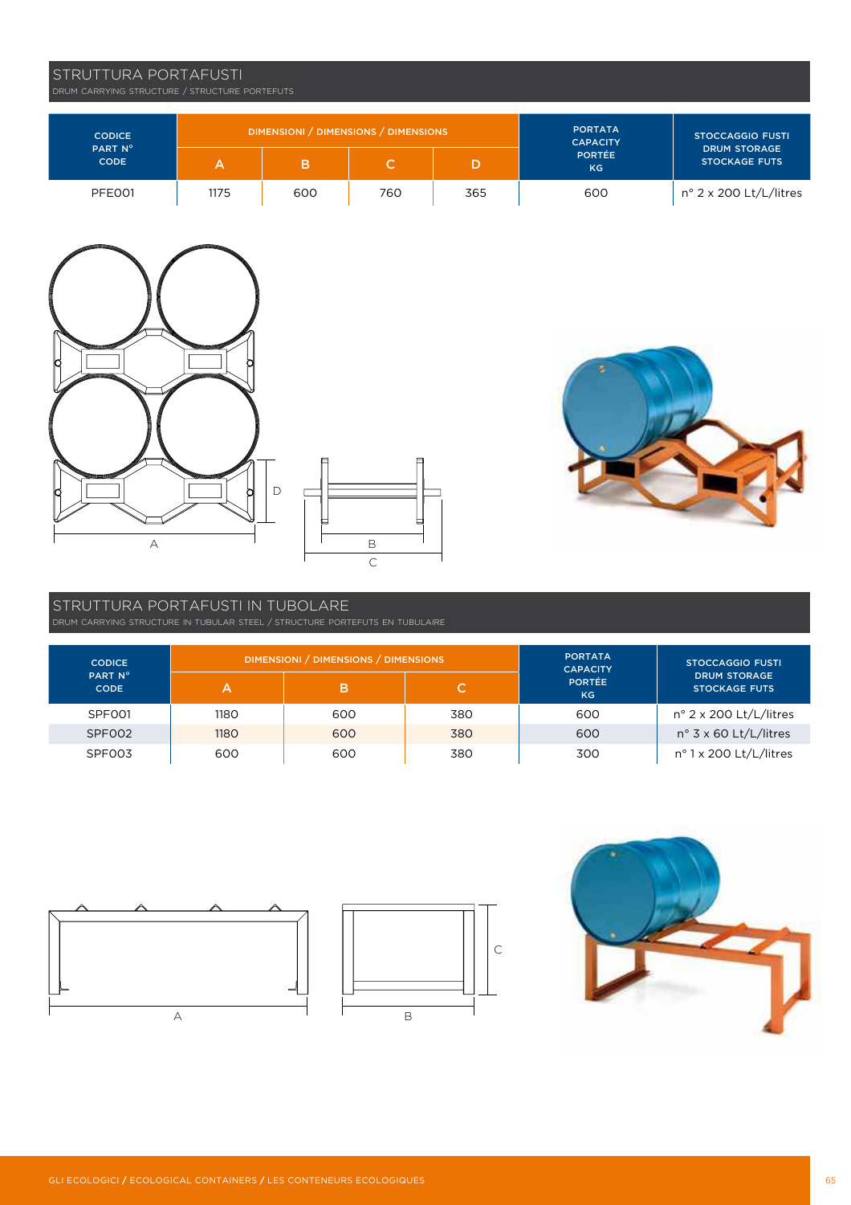## STRUTTURA PORTAFUSTI

DRUM CARRYING STRUCTURE / STRUCTURE PORTEFUTS

| CODICE PART N° CODE | DIMENSIONI / DIMENSIONS / DIMENSIONS | | | | PORTATA CAPACITY PORTÉE KG | STOCCAGGIO FUSTI DRUM STORAGE STOCKAGE FUTS |
|---|---|---|---|---|---|---|
| | A | B | C | D | | |
| PFE001 | 1175 | 600 | 760 | 365 | 600 | n° 2 x 200 Lt/L/litres |

## STRUTTURA PORTAFUSTI IN TUBOLARE

DRUM CARRYING STRUCTURE IN TUBULAR STEEL / STRUCTURE PORTEFUTS EN TUBULAIRE

| CODICE PART N° CODE | DIMENSIONI / DIMENSIONS / DIMENSIONS | | | PORTATA CAPACITY PORTÉE KG | STOCCAGGIO FUSTI DRUM STORAGE STOCKAGE FUTS |
|---|---|---|---|---|---|
| | A | B | C | | |
| SPF001 | 1180 | 600 | 380 | 600 | n° 2 x 200 Lt/L/litres |
| SPF002 | 1180 | 600 | 380 | 600 | n° 3 x 60 Lt/L/litres |
| SPF003 | 600 | 600 | 380 | 300 | n° 1 x 200 Lt/L/litres |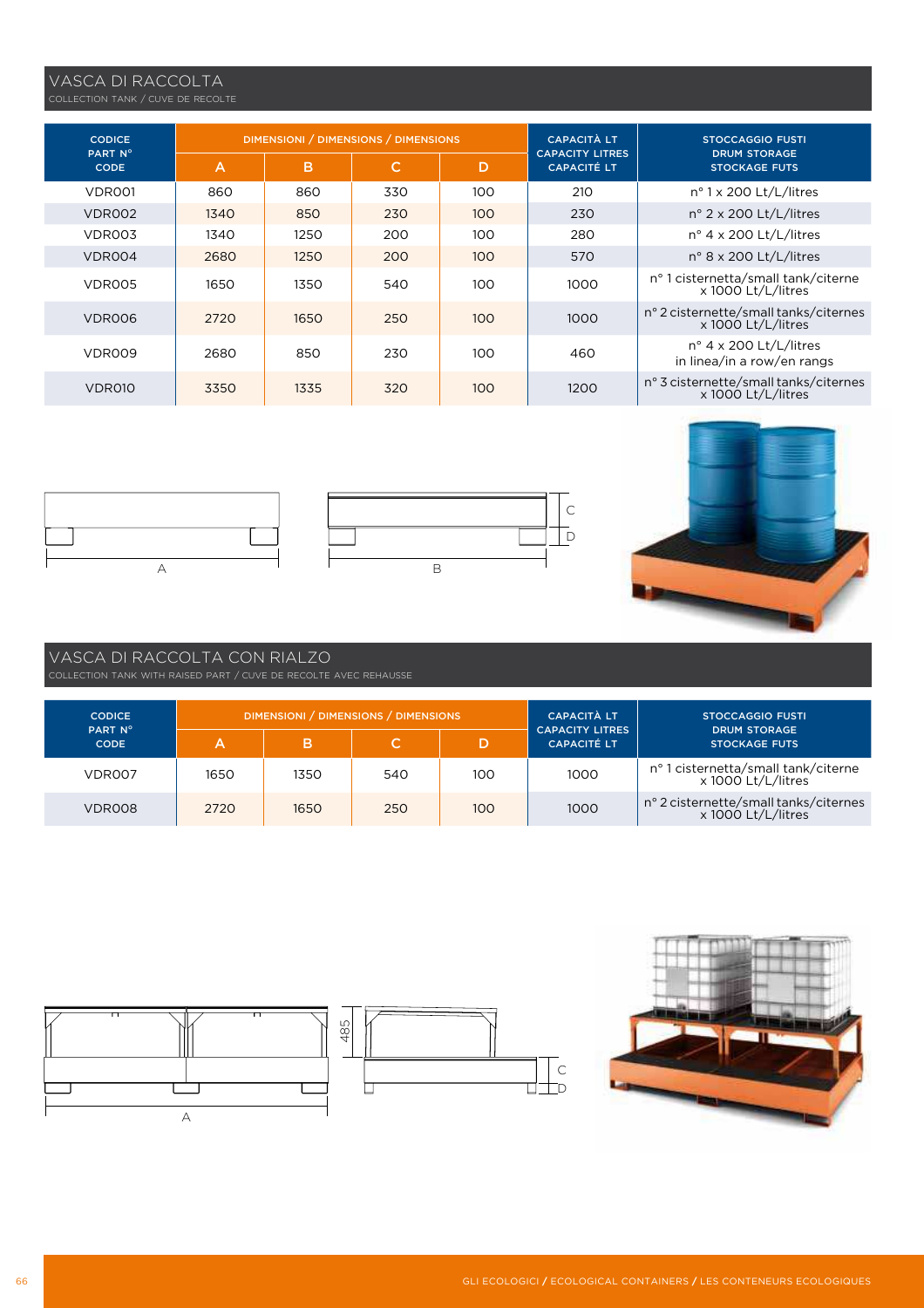## VASCA DI RACCOLTA

COLLECTION TANK / CUVE DE RECOLTE

| CODICE PART N° CODE | DIMENSIONI / DIMENSIONS / DIMENSIONS | | | | CAPACITÀ LT CAPACITY LITRES CAPACITÉ LT | STOCCAGGIO FUSTI DRUM STORAGE STOCKAGE FUTS |
|---|---|---|---|---|---|---|
| | A | B | C | D | | |
| VDR001 | 860 | 860 | 330 | 100 | 210 | n° 1 x 200 Lt/L/litres |
| VDR002 | 1340 | 850 | 230 | 100 | 230 | n° 2 x 200 Lt/L/litres |
| VDR003 | 1340 | 1250 | 200 | 100 | 280 | n° 4 x 200 Lt/L/litres |
| VDR004 | 2680 | 1250 | 200 | 100 | 570 | n° 8 x 200 Lt/L/litres |
| VDR005 | 1650 | 1350 | 540 | 100 | 1000 | n° 1 cisternetta/small tank/citerne x 1000 Lt/L/litres |
| VDR006 | 2720 | 1650 | 250 | 100 | 1000 | n° 2 cisternette/small tanks/citernes x 1000 Lt/L/litres |
| VDR009 | 2680 | 850 | 230 | 100 | 460 | n° 4 x 200 Lt/L/litres in linea/in a row/en rangs |
| VDR010 | 3350 | 1335 | 320 | 100 | 1200 | n° 3 cisternette/small tanks/citernes x 1000 Lt/L/litres |

A B C D

## VASCA DI RACCOLTA CON RIALZO

COLLECTION TANK WITH RAISED PART / CUVE DE RECOLTE AVEC REHAUSSE

| CODICE PART N° CODE | DIMENSIONI / DIMENSIONS / DIMENSIONS | | | | CAPACITÀ LT CAPACITY LITRES CAPACITÉ LT | STOCCAGGIO FUSTI DRUM STORAGE STOCKAGE FUTS |
|---|---|---|---|---|---|---|
| | A | B | C | D | | |
| VDR007 | 1650 | 1350 | 540 | 100 | 1000 | n° 1 cisternetta/small tank/citerne x 1000 Lt/L/litres |
| VDR008 | 2720 | 1650 | 250 | 100 | 1000 | n° 2 cisternette/small tanks/citernes x 1000 Lt/L/litres |

A 485 C D

GLI ECOLOGICI / ECOLOGICAL CONTAINERS / LES CONTENEURS ECOLOGIQUES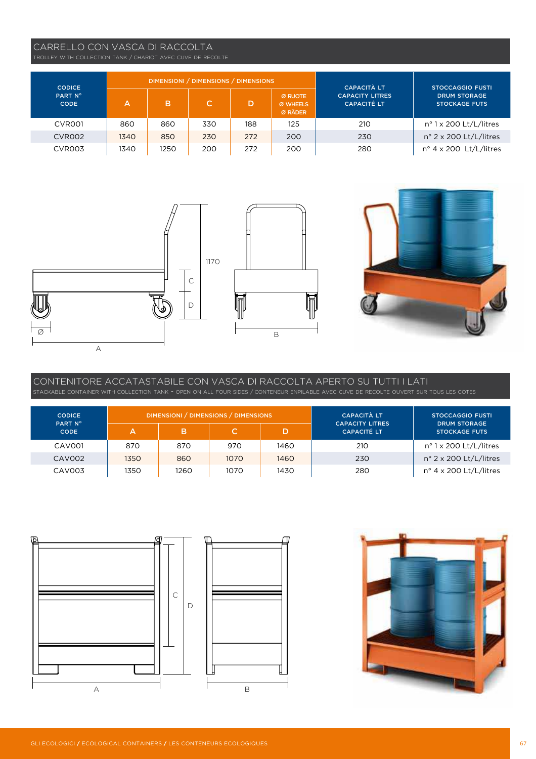## CARRELLO CON VASCA DI RACCOLTA

TROLLEY WITH COLLECTION TANK / CHARIOT AVEC CUVE DE RECOLTE

| CODICE PART N° CODE | DIMENSIONI / DIMENSIONS / DIMENSIONS | | | | | CAPACITÀ LT CAPACITY LITRES CAPACITÉ LT | STOCCAGGIO FUSTI DRUM STORAGE STOCKAGE FUTS |
|---|---|---|---|---|---|---|---|
| | A | B | C | D | Ø RUOTE Ø WHEELS Ø RÄDER | | |
| CVR001 | 860 | 860 | 330 | 188 | 125 | 210 | n° 1 x 200 Lt/L/litres |
| CVR002 | 1340 | 850 | 230 | 272 | 200 | 230 | n° 2 x 200 Lt/L/litres |
| CVR003 | 1340 | 1250 | 200 | 272 | 200 | 280 | n° 4 x 200 Lt/L/litres |

1170

C

D

Ø

A

B

## CONTENITORE ACCATASTABILE CON VASCA DI RACCOLTA APERTO SU TUTTI I LATI

STACKABLE CONTAINER WITH COLLECTION TANK - OPEN ON ALL FOUR SIDES / CONTENEUR ENPILABLE AVEC CUVE DE RECOLTE OUVERT SUR TOUS LES COTES

| CODICE PART N° CODE | DIMENSIONI / DIMENSIONS / DIMENSIONS | | | | CAPACITÀ LT CAPACITY LITRES CAPACITÉ LT | STOCCAGGIO FUSTI DRUM STORAGE STOCKAGE FUTS |
|---|---|---|---|---|---|---|
| | A | B | C | D | | |
| CAV001 | 870 | 870 | 970 | 1460 | 210 | n° 1 x 200 Lt/L/litres |
| CAV002 | 1350 | 860 | 1070 | 1460 | 230 | n° 2 x 200 Lt/L/litres |
| CAV003 | 1350 | 1260 | 1070 | 1430 | 280 | n° 4 x 200 Lt/L/litres |

C

D

A

B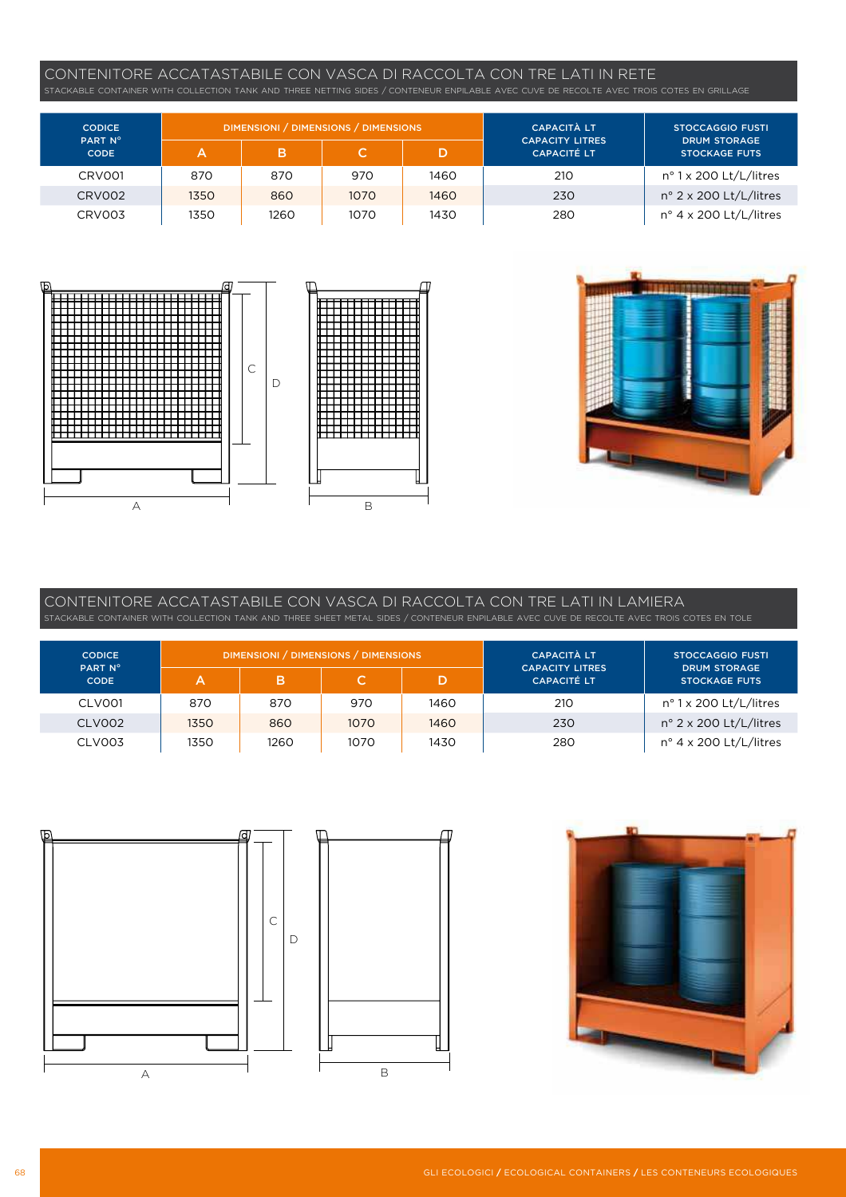## CONTENITORE ACCATASTABILE CON VASCA DI RACCOLTA CON TRE LATI IN RETE

STACKABLE CONTAINER WITH COLLECTION TANK AND THREE NETTING SIDES / CONTENEUR ENPILABLE AVEC CUVE DE RECOLTE AVEC TROIS COTES EN GRILLAGE

| CODICE PART N° CODE | DIMENSIONI / DIMENSIONS / DIMENSIONS | | | | CAPACITÀ LT CAPACITY LITRES CAPACITÉ LT | STOCCAGGIO FUSTI DRUM STORAGE STOCKAGE FUTS |
|---|---|---|---|---|---|---|
| | A | B | C | D | | |
| CRV001 | 870 | 870 | 970 | 1460 | 210 | n° 1 x 200 Lt/L/litres |
| CRV002 | 1350 | 860 | 1070 | 1460 | 230 | n° 2 x 200 Lt/L/litres |
| CRV003 | 1350 | 1260 | 1070 | 1430 | 280 | n° 4 x 200 Lt/L/litres |

## CONTENITORE ACCATASTABILE CON VASCA DI RACCOLTA CON TRE LATI IN LAMIERA

STACKABLE CONTAINER WITH COLLECTION TANK AND THREE SHEET METAL SIDES / CONTENEUR ENPILABLE AVEC CUVE DE RECOLTE AVEC TROIS COTES EN TOLE

| CODICE PART N° CODE | DIMENSIONI / DIMENSIONS / DIMENSIONS | | | | CAPACITÀ LT CAPACITY LITRES CAPACITÉ LT | STOCCAGGIO FUSTI DRUM STORAGE STOCKAGE FUTS |
|---|---|---|---|---|---|---|
| | A | B | C | D | | |
| CLV001 | 870 | 870 | 970 | 1460 | 210 | n° 1 x 200 Lt/L/litres |
| CLV002 | 1350 | 860 | 1070 | 1460 | 230 | n° 2 x 200 Lt/L/litres |
| CLV003 | 1350 | 1260 | 1070 | 1430 | 280 | n° 4 x 200 Lt/L/litres |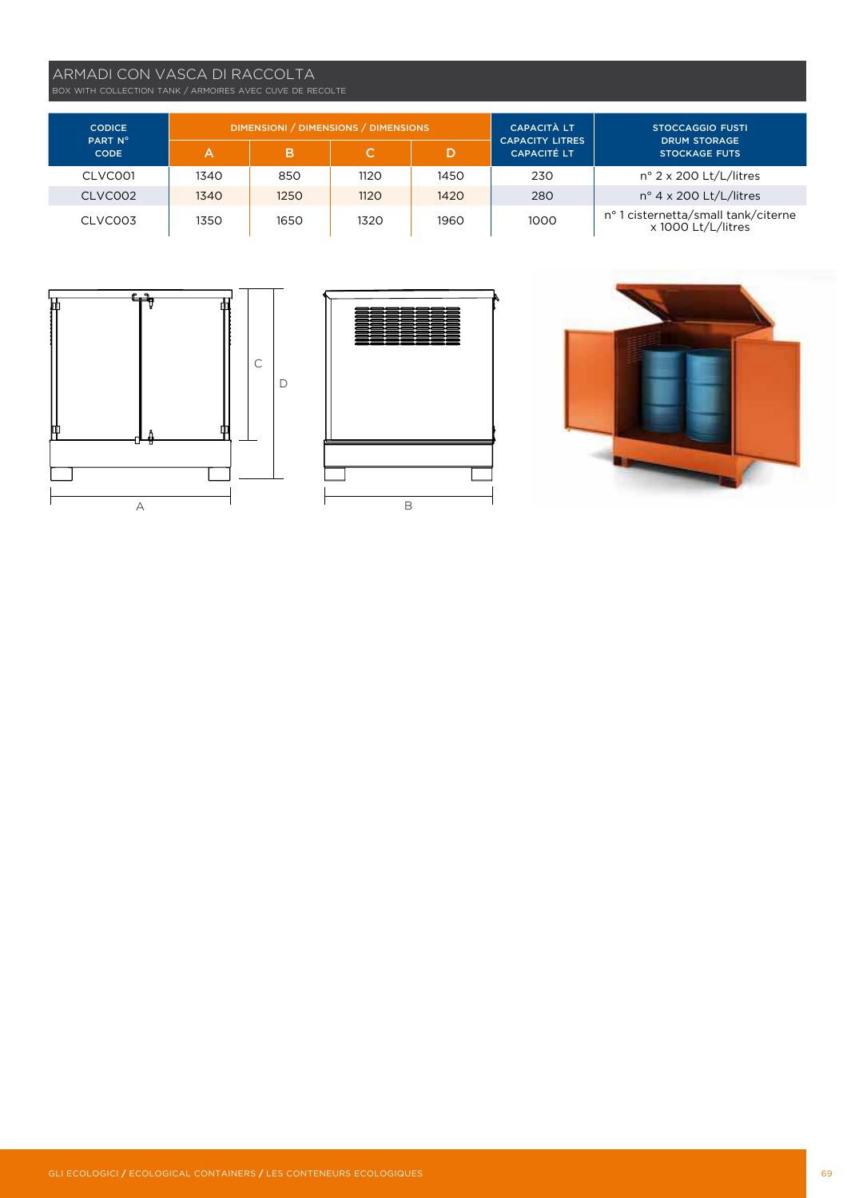# ARMADI CON VASCA DI RACCOLTA

BOX WITH COLLECTION TANK / ARMOIRE AVEC CUVE DE RECOLTE

| CODICE PART N° CODE | DIMENSIONI / DIMENSIONS / DIMENSIONS | | | | CAPACITÀ LT CAPACITY LITRES CAPACITÉ LT | STOCCAGGIO FUSTI DRUM STORAGE STOCKAGE FUTS |
|---|---|---|---|---|---|---|
| | A | B | C | D | | |
| CLVC001 | 1340 | 850 | 1120 | 1450 | 230 | n° 2 x 200 Lt/L/litres |
| CLVC002 | 1340 | 1250 | 1120 | 1420 | 280 | n° 4 x 200 Lt/L/litres |
| CLVC003 | 1350 | 1650 | 1320 | 1960 | 1000 | n° 1 cisternetta/small tank/citerne x 1000 Lt/L/litres |

C

D

A

B